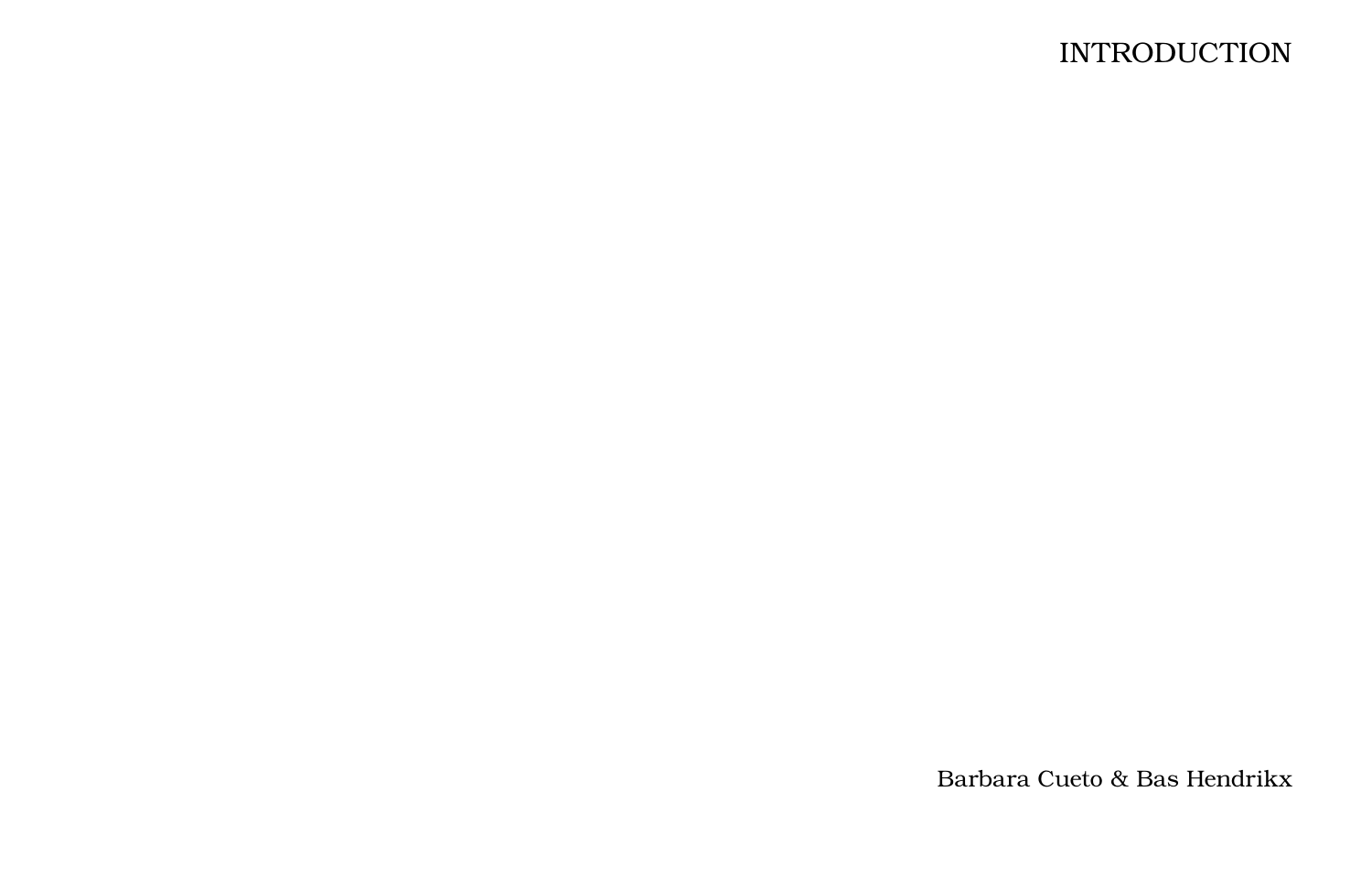# INTRODUCTION

Barbara Cueto & Bas Hendrikx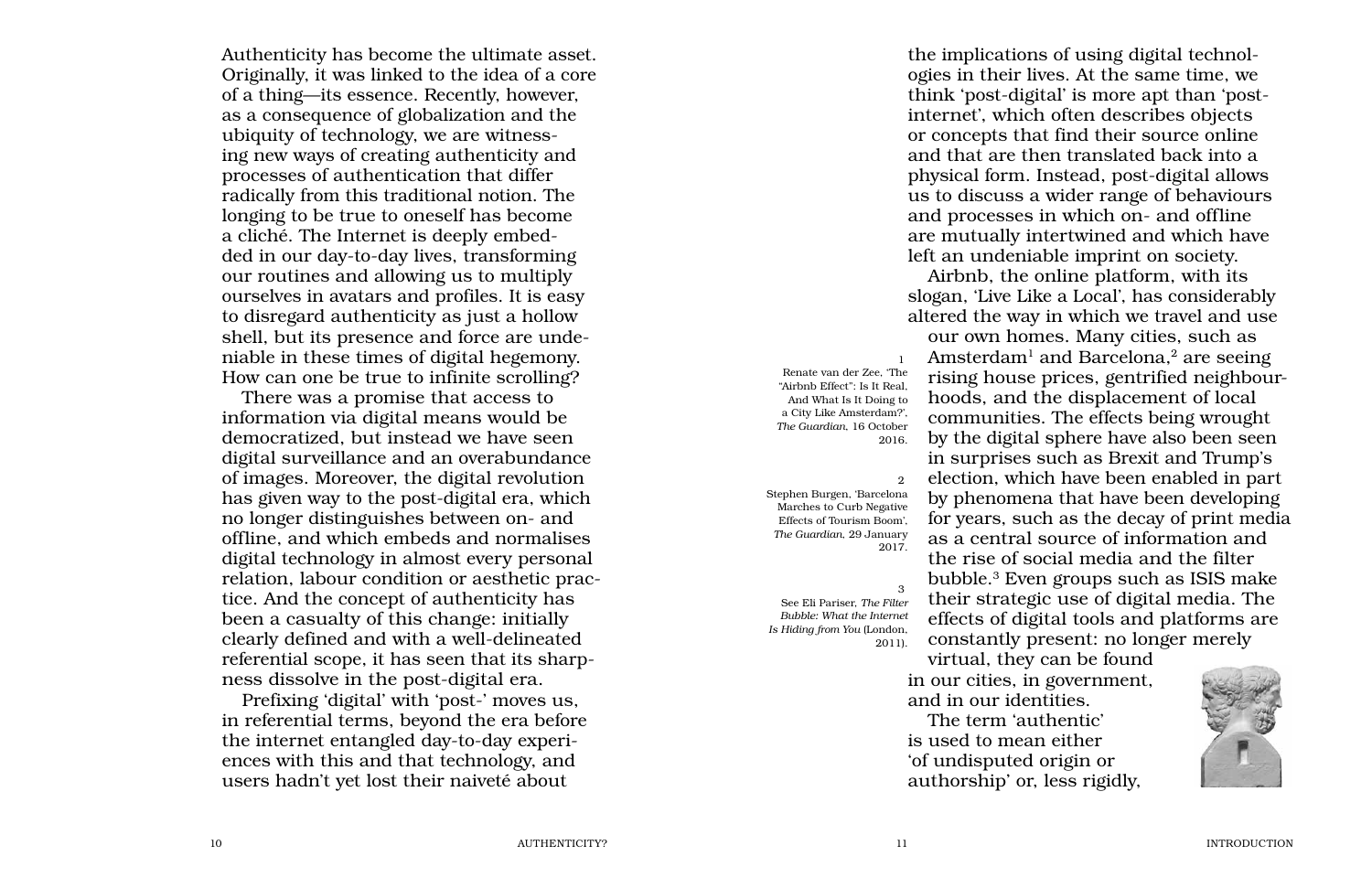Authenticity has become the ultimate asset. Originally, it was linked to the idea of a core of a thing—its essence. Recently, however, as a consequence of globalization and the ubiquity of technology, we are witnessing new ways of creating authenticity and processes of authentication that differ radically from this traditional notion. The longing to be true to oneself has become a cliché. The Internet is deeply embedded in our day-to-day lives, transforming our routines and allowing us to multiply ourselves in avatars and profiles. It is easy to disregard authenticity as just a hollow shell, but its presence and force are undeniable in these times of digital hegemony. How can one be true to infinite scrolling?

There was a promise that access to information via digital means would be democratized, but instead we have seen digital surveillance and an overabundance of images. Moreover, the digital revolution has given way to the post-digital era, which no longer distinguishes between on- and offline, and which embeds and normalises digital technology in almost every personal relation, labour condition or aesthetic practice. And the concept of authenticity has been a casualty of this change: initially clearly defined and with a well-delineated referential scope, it has seen that its sharpness dissolve in the post-digital era.

Prefixing 'digital' with 'post-' moves us, in referential terms, beyond the era before the internet entangled day-to-day experiences with this and that technology, and users hadn't yet lost their naiveté about the implications of using digital technologies in their lives. At the same time, we think 'post-digital' is more apt than 'post-internet', which often describes objects or concepts that find their source online and that are then translated back into a physical form. Instead, post-digital allows us to discuss a wider range of behaviours and processes in which on- and offline are mutually intertwined and which have left an undeniable imprint on society.

Airbnb, the online platform, with its slogan, 'Live Like a Local', has considerably altered the way in which we travel and use our own homes. Many cities, such as Amsterdam[1] and Barcelona,[2] are seeing rising house prices, gentrified neighbourhoods, and the displacement of local communities. The effects being wrought by the digital sphere have also been seen in surprises such as Brexit and Trump's election, which have been enabled in part by phenomena that have been developing for years, such as the decay of print media as a central source of information and the rise of social media and the filter bubble.[3] Even groups such as ISIS make their strategic use of digital media. The effects of digital tools and platforms are constantly present: no longer merely virtual, they can be found in our cities, in government, and in our identities.

The term 'authentic' is used to mean either 'of undisputed origin or authorship' or, less rigidly,

1 Renate van der Zee, 'The "Airbnb Effect": Is It Real, And What Is It Doing to a City Like Amsterdam?', *The Guardian*, 16 October 2016.

2 Stephen Burgen, 'Barcelona Marches to Curb Negative Effects of Tourism Boom', *The Guardian*, 29 January 2017.

3 See Eli Pariser, *The Filter Bubble: What the Internet Is Hiding from You* (London, 2011).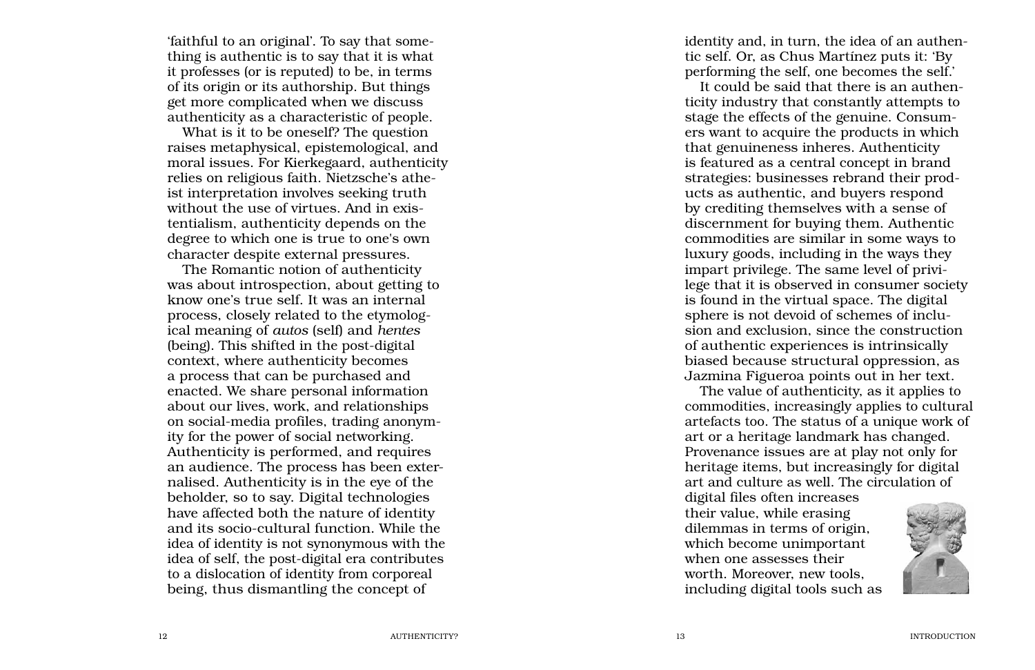'faithful to an original'. To say that something is authentic is to say that it is what it professes (or is reputed) to be, in terms of its origin or its authorship. But things get more complicated when we discuss authenticity as a characteristic of people.

What is it to be oneself? The question raises metaphysical, epistemological, and moral issues. For Kierkegaard, authenticity relies on religious faith. Nietzsche's atheist interpretation involves seeking truth without the use of virtues. And in existentialism, authenticity depends on the degree to which one is true to one's own character despite external pressures.

The Romantic notion of authenticity was about introspection, about getting to know one's true self. It was an internal process, closely related to the etymological meaning of *autos* (self) and *hentes* (being). This shifted in the post-digital context, where authenticity becomes a process that can be purchased and enacted. We share personal information about our lives, work, and relationships on social-media profiles, trading anonymity for the power of social networking. Authenticity is performed, and requires an audience. The process has been externalised. Authenticity is in the eye of the beholder, so to say. Digital technologies have affected both the nature of identity and its socio-cultural function. While the idea of identity is not synonymous with the idea of self, the post-digital era contributes to a dislocation of identity from corporeal being, thus dismantling the concept of identity and, in turn, the idea of an authentic self. Or, as Chus Martínez puts it: 'By performing the self, one becomes the self.'

It could be said that there is an authenticity industry that constantly attempts to stage the effects of the genuine. Consumers want to acquire the products in which that genuineness inheres. Authenticity is featured as a central concept in brand strategies: businesses rebrand their products as authentic, and buyers respond by crediting themselves with a sense of discernment for buying them. Authentic commodities are similar in some ways to luxury goods, including in the ways they impart privilege. The same level of privilege that it is observed in consumer society is found in the virtual space. The digital sphere is not devoid of schemes of inclusion and exclusion, since the construction of authentic experiences is intrinsically biased because structural oppression, as Jazmina Figueroa points out in her text.

The value of authenticity, as it applies to commodities, increasingly applies to cultural artefacts too. The status of a unique work of art or a heritage landmark has changed. Provenance issues are at play not only for heritage items, but increasingly for digital art and culture as well. The circulation of digital files often increases their value, while erasing dilemmas in terms of origin, which become unimportant when one assesses their worth. Moreover, new tools, including digital tools such as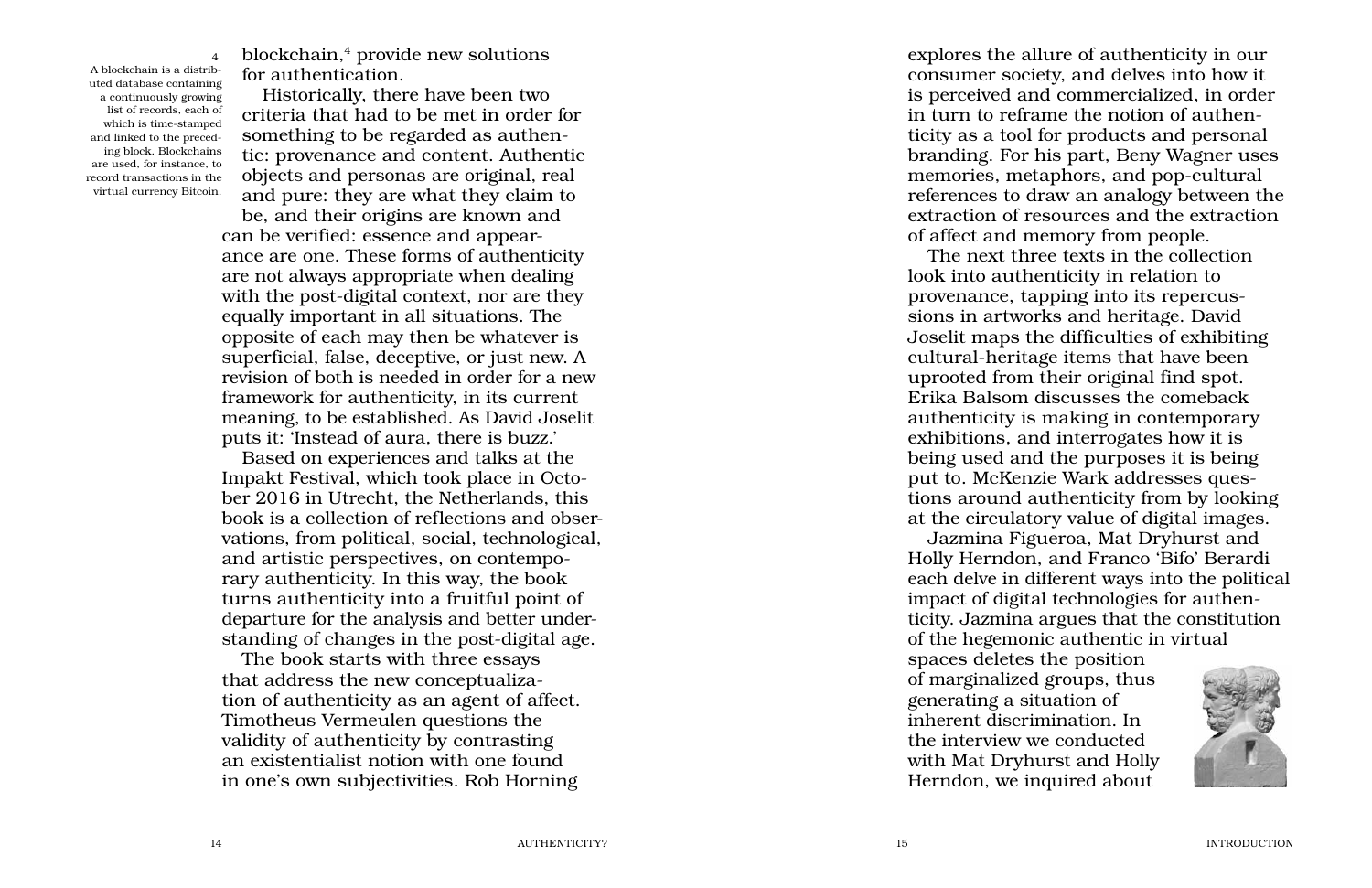blockchain,[4] provide new solutions for authentication.

[4] A blockchain is a distributed database containing a continuously growing list of records, each of which is time-stamped and linked to the preceding block. Blockchains are used, for instance, to record transactions in the virtual currency Bitcoin.

Historically, there have been two criteria that had to be met in order for something to be regarded as authentic: provenance and content. Authentic objects and personas are original, real and pure: they are what they claim to be, and their origins are known and can be verified: essence and appearance are one. These forms of authenticity are not always appropriate when dealing with the post-digital context, nor are they equally important in all situations. The opposite of each may then be whatever is superficial, false, deceptive, or just new. A revision of both is needed in order for a new framework for authenticity, in its current meaning, to be established. As David Joselit puts it: 'Instead of aura, there is buzz.'

Based on experiences and talks at the Impakt Festival, which took place in October 2016 in Utrecht, the Netherlands, this book is a collection of reflections and observations, from political, social, technological, and artistic perspectives, on contemporary authenticity. In this way, the book turns authenticity into a fruitful point of departure for the analysis and better understanding of changes in the post-digital age.

The book starts with three essays that address the new conceptualization of authenticity as an agent of affect. Timotheus Vermeulen questions the validity of authenticity by contrasting an existentialist notion with one found in one's own subjectivities. Rob Horning explores the allure of authenticity in our consumer society, and delves into how it is perceived and commercialized, in order in turn to reframe the notion of authenticity as a tool for products and personal branding. For his part, Beny Wagner uses memories, metaphors, and pop-cultural references to draw an analogy between the extraction of resources and the extraction of affect and memory from people.

The next three texts in the collection look into authenticity in relation to provenance, tapping into its repercussions in artworks and heritage. David Joselit maps the difficulties of exhibiting cultural-heritage items that have been uprooted from their original find spot. Erika Balsom discusses the comeback authenticity is making in contemporary exhibitions, and interrogates how it is being used and the purposes it is being put to. McKenzie Wark addresses questions around authenticity from by looking at the circulatory value of digital images.

Jazmina Figueroa, Mat Dryhurst and Holly Herndon, and Franco 'Bifo' Berardi each delve in different ways into the political impact of digital technologies for authenticity. Jazmina argues that the constitution of the hegemonic authentic in virtual spaces deletes the position of marginalized groups, thus generating a situation of inherent discrimination. In the interview we conducted with Mat Dryhurst and Holly Herndon, we inquired about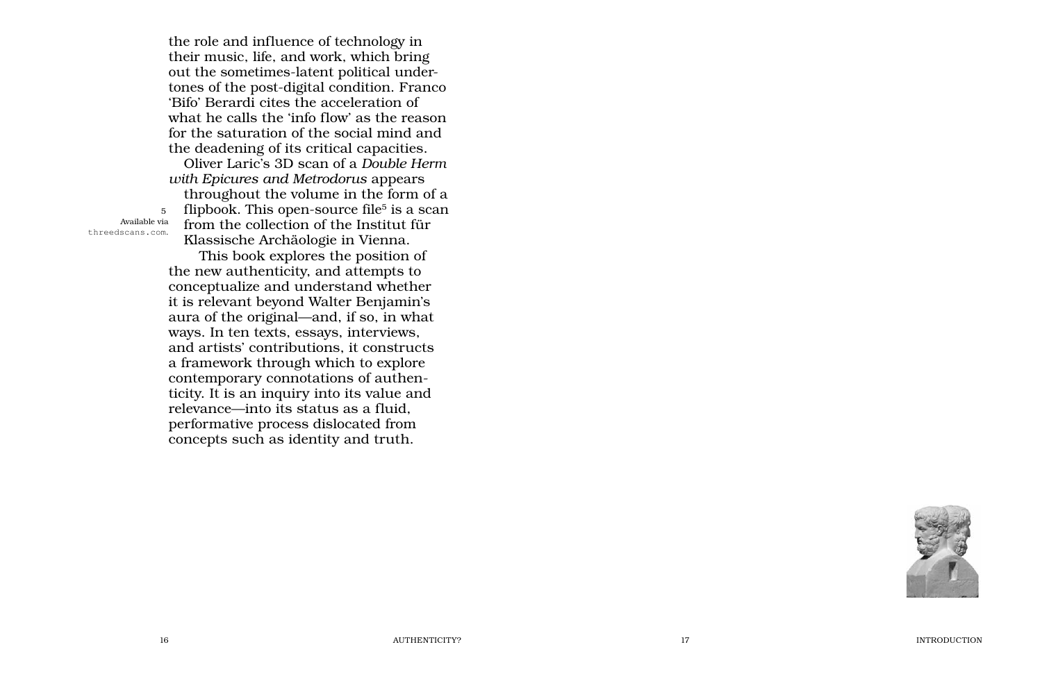the role and influence of technology in their music, life, and work, which bring out the sometimes-latent political undertones of the post-digital condition. Franco 'Bifo' Berardi cites the acceleration of what he calls the 'info flow' as the reason for the saturation of the social mind and the deadening of its critical capacities.

Oliver Laric's 3D scan of a *Double Herm with Epicures and Metrodorus* appears throughout the volume in the form of a flipbook. This open-source file[5] is a scan from the collection of the Institut für Klassische Archäologie in Vienna.

This book explores the position of the new authenticity, and attempts to conceptualize and understand whether it is relevant beyond Walter Benjamin's aura of the original—and, if so, in what ways. In ten texts, essays, interviews, and artists' contributions, it constructs a framework through which to explore contemporary connotations of authenticity. It is an inquiry into its value and relevance—into its status as a fluid, performative process dislocated from concepts such as identity and truth.

5 Available via threedscans.com.